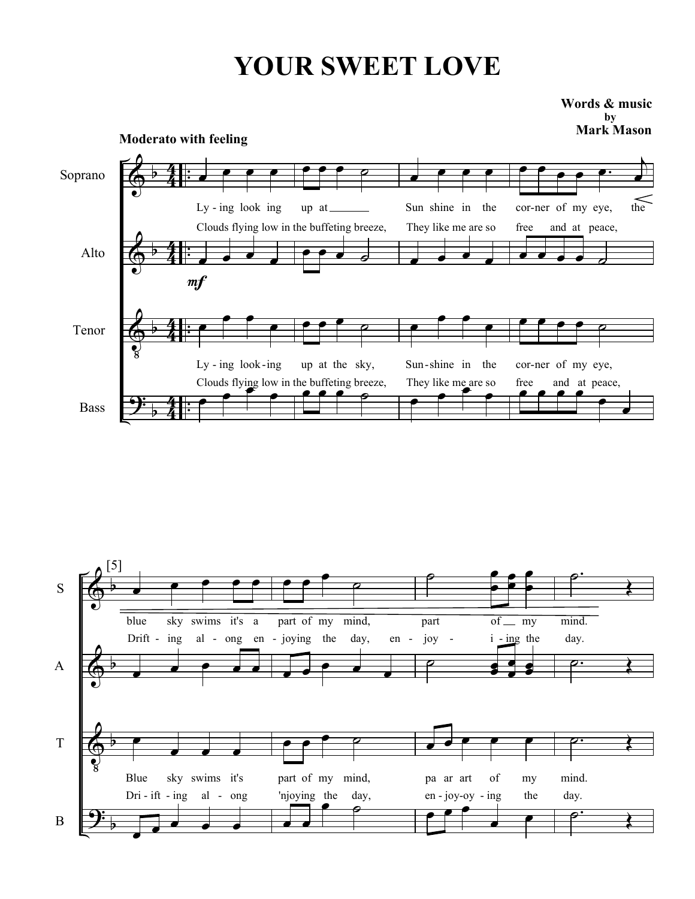# YOUR SWEET LOVE

**Words & music**
**by**
**Mark Mason**

**Moderato with feeling**

Soprano:
Ly - ing look ing up at ___ Sun shine in the cor-ner of my eye, the blue sky swims it's a part of my mind, part of __ my mind.
Clouds flying low in the buffeting breeze, They like me are so free and at peace, Drift - ing al - ong en - joying the day, en - joy - i - ing the day.

Tenor:
Ly - ing look-ing up at the sky, Sun-shine in the cor-ner of my eye, Blue sky swims it's part of my mind, pa ar art of my mind.
Clouds flying low in the buffeting breeze, They like me are so free and at peace, Dri - ift - ing al - ong 'njoying the day, en - joy-oy - ing the day.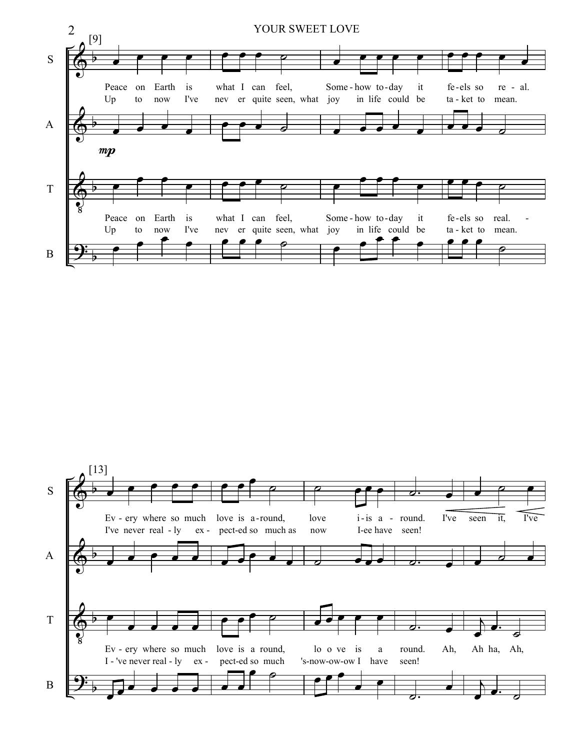[9]

S: Peace on Earth is what I can feel, Some - how to - day it fe - els so re - al.
Up to now I've nev er quite seen, what joy in life could be ta - ket to mean.

A: *mp*

T: Peace on Earth is what I can feel, Some - how to - day it fe - els so real. -
Up to now I've nev er quite seen, what joy in life could be ta - ket to mean.

B

[13]

S: Ev - ery where so much love is a - round, love i - is a - round. I've seen it, I've
I've never real - ly ex - pect-ed so much as now I-ee have seen!

A

T: Ev - ery where so much love is a round, lo o ve is a round. Ah, Ah ha, Ah,
I - 've never real - ly ex - pect-ed so much 's-now-ow-ow I have seen!

B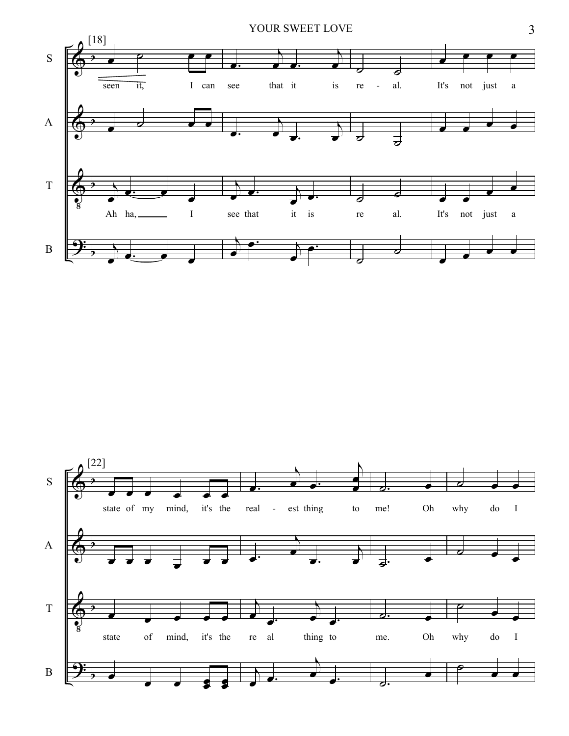[18]

S: seen it, I can see that it is re - al. It's not just a

T: Ah ha, I see that it is re al. It's not just a

[22]

S: state of my mind, it's the real - est thing to me! Oh why do I

T: state of mind, it's the re al thing to me. Oh why do I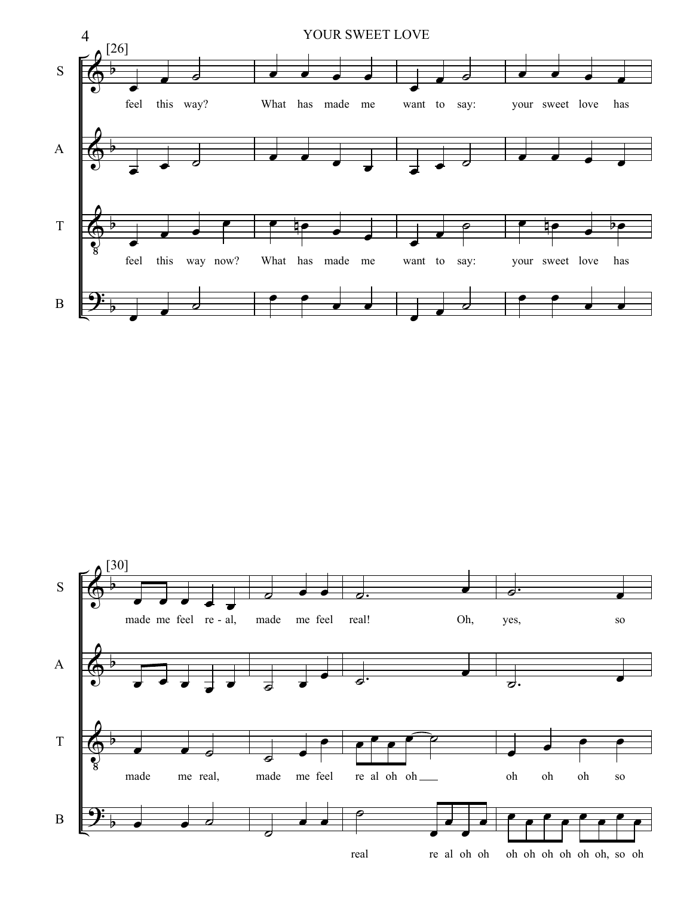[26]

S: feel this way? What has made me want to say: your sweet love has

A:

T: feel this way now? What has made me want to say: your sweet love has

B:

[30]

S: made me feel re - al, made me feel real! Oh, yes, so

A:

T: made me real, made me feel re al oh oh oh oh oh so

B: real re al oh oh oh oh oh oh oh oh, so oh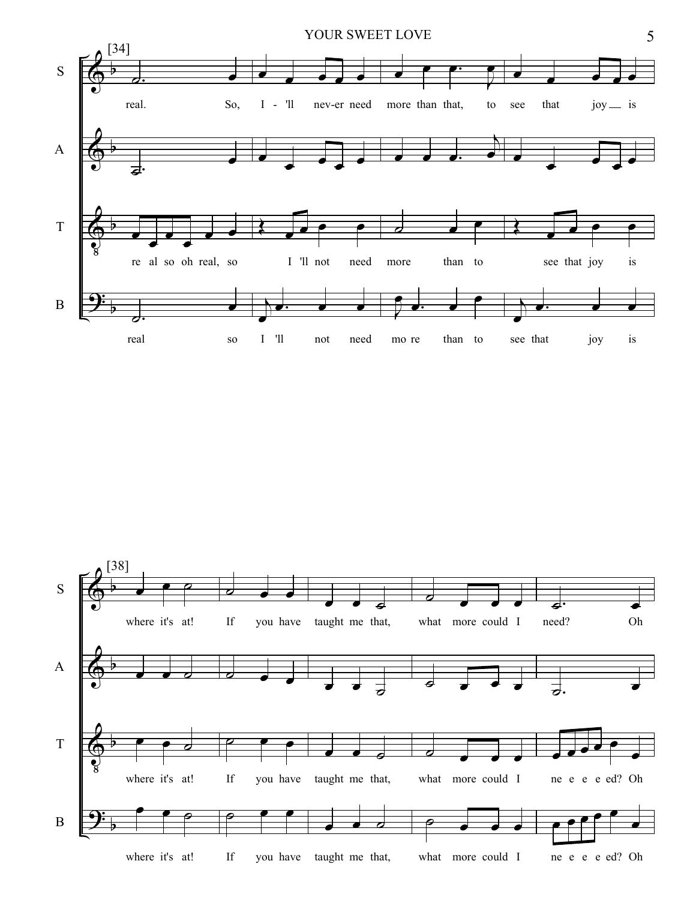[34]

S: real. So, I - 'll nev-er need more than that, to see that joy is

A:

T: re al so oh real, so I 'll not need more than to see that joy is

B: real so I 'll not need mo re than to see that joy is

[38]

S: where it's at! If you have taught me that, what more could I need? Oh

A:

T: where it's at! If you have taught me that, what more could I ne e e e ed? Oh

B: where it's at! If you have taught me that, what more could I ne e e e ed? Oh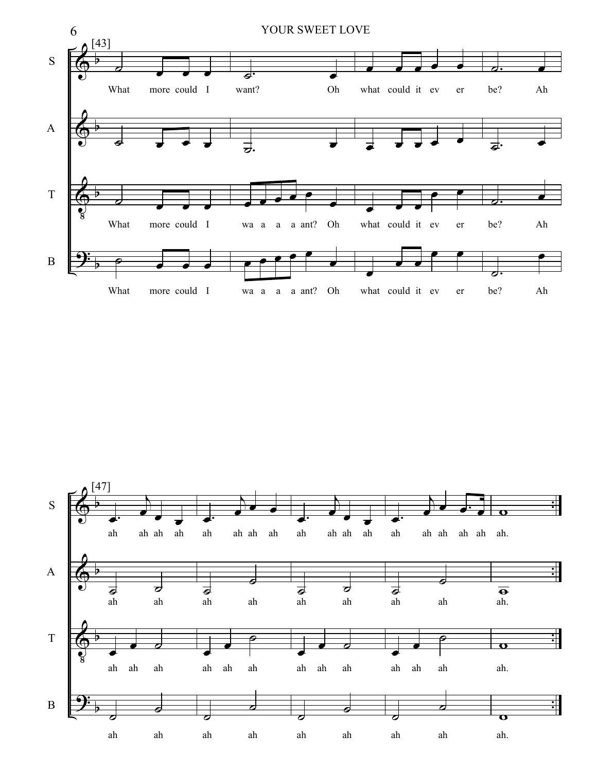[43]

**S:** What more could I want? Oh what could it ev er be? Ah

**A:** (no text)

**T:** What more could I wa a a a ant? Oh what could it ev er be? Ah

**B:** What more could I wa a a a ant? Oh what could it ev er be? Ah

[47]

**S:** ah ah ah ah ah ah ah ah ah ah ah ah ah ah ah ah ah ah.

**A:** ah ah ah ah ah ah ah ah ah.

**T:** ah ah ah ah ah ah ah ah ah ah ah ah ah.

**B:** ah ah ah ah ah ah ah ah ah.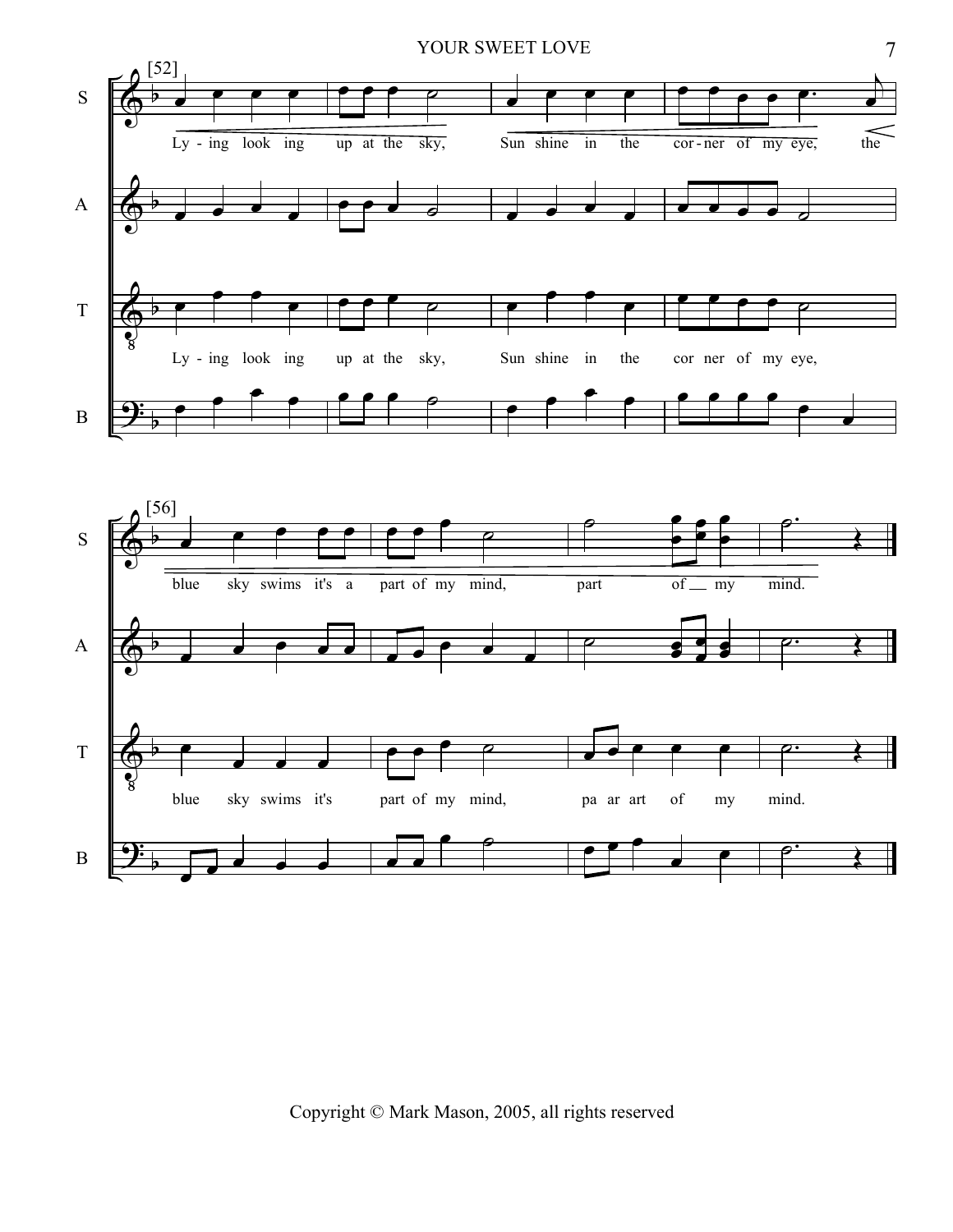[52]

S: Ly - ing look ing up at the sky, Sun shine in the cor - ner of my eye, the

T: Ly - ing look ing up at the sky, Sun shine in the cor ner of my eye,

[56]

S: blue sky swims it's a part of my mind, part of my mind.

T: blue sky swims it's part of my mind, pa ar art of my mind.

Copyright © Mark Mason, 2005, all rights reserved